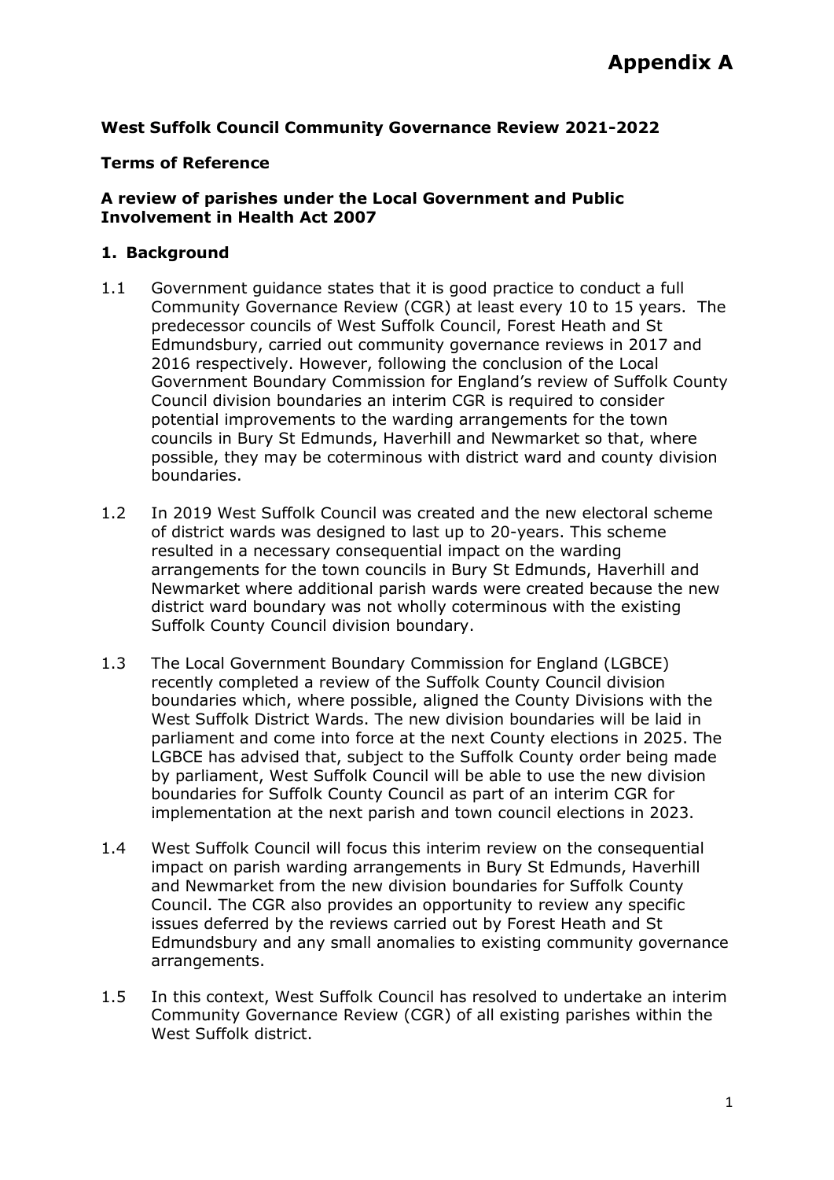# Appendix A

**West Suffolk Council Community Governance Review 2021-2022**

**Terms of Reference**

**A review of parishes under the Local Government and Public Involvement in Health Act 2007**

## 1. Background

1.1 Government guidance states that it is good practice to conduct a full Community Governance Review (CGR) at least every 10 to 15 years. The predecessor councils of West Suffolk Council, Forest Heath and St Edmundsbury, carried out community governance reviews in 2017 and 2016 respectively. However, following the conclusion of the Local Government Boundary Commission for England's review of Suffolk County Council division boundaries an interim CGR is required to consider potential improvements to the warding arrangements for the town councils in Bury St Edmunds, Haverhill and Newmarket so that, where possible, they may be coterminous with district ward and county division boundaries.

1.2 In 2019 West Suffolk Council was created and the new electoral scheme of district wards was designed to last up to 20-years. This scheme resulted in a necessary consequential impact on the warding arrangements for the town councils in Bury St Edmunds, Haverhill and Newmarket where additional parish wards were created because the new district ward boundary was not wholly coterminous with the existing Suffolk County Council division boundary.

1.3 The Local Government Boundary Commission for England (LGBCE) recently completed a review of the Suffolk County Council division boundaries which, where possible, aligned the County Divisions with the West Suffolk District Wards. The new division boundaries will be laid in parliament and come into force at the next County elections in 2025. The LGBCE has advised that, subject to the Suffolk County order being made by parliament, West Suffolk Council will be able to use the new division boundaries for Suffolk County Council as part of an interim CGR for implementation at the next parish and town council elections in 2023.

1.4 West Suffolk Council will focus this interim review on the consequential impact on parish warding arrangements in Bury St Edmunds, Haverhill and Newmarket from the new division boundaries for Suffolk County Council. The CGR also provides an opportunity to review any specific issues deferred by the reviews carried out by Forest Heath and St Edmundsbury and any small anomalies to existing community governance arrangements.

1.5 In this context, West Suffolk Council has resolved to undertake an interim Community Governance Review (CGR) of all existing parishes within the West Suffolk district.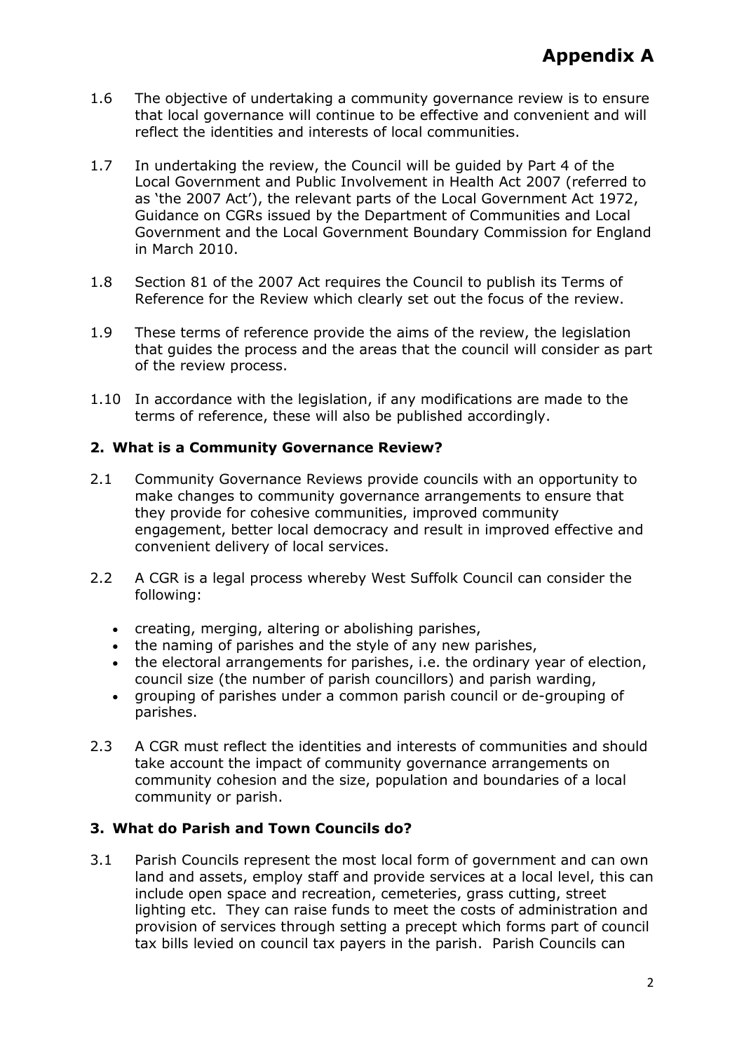# Appendix A

1.6 The objective of undertaking a community governance review is to ensure that local governance will continue to be effective and convenient and will reflect the identities and interests of local communities.

1.7 In undertaking the review, the Council will be guided by Part 4 of the Local Government and Public Involvement in Health Act 2007 (referred to as 'the 2007 Act'), the relevant parts of the Local Government Act 1972, Guidance on CGRs issued by the Department of Communities and Local Government and the Local Government Boundary Commission for England in March 2010.

1.8 Section 81 of the 2007 Act requires the Council to publish its Terms of Reference for the Review which clearly set out the focus of the review.

1.9 These terms of reference provide the aims of the review, the legislation that guides the process and the areas that the council will consider as part of the review process.

1.10 In accordance with the legislation, if any modifications are made to the terms of reference, these will also be published accordingly.

## 2. What is a Community Governance Review?

2.1 Community Governance Reviews provide councils with an opportunity to make changes to community governance arrangements to ensure that they provide for cohesive communities, improved community engagement, better local democracy and result in improved effective and convenient delivery of local services.

2.2 A CGR is a legal process whereby West Suffolk Council can consider the following:

- creating, merging, altering or abolishing parishes,
- the naming of parishes and the style of any new parishes,
- the electoral arrangements for parishes, i.e. the ordinary year of election, council size (the number of parish councillors) and parish warding,
- grouping of parishes under a common parish council or de-grouping of parishes.

2.3 A CGR must reflect the identities and interests of communities and should take account the impact of community governance arrangements on community cohesion and the size, population and boundaries of a local community or parish.

## 3. What do Parish and Town Councils do?

3.1 Parish Councils represent the most local form of government and can own land and assets, employ staff and provide services at a local level, this can include open space and recreation, cemeteries, grass cutting, street lighting etc. They can raise funds to meet the costs of administration and provision of services through setting a precept which forms part of council tax bills levied on council tax payers in the parish. Parish Councils can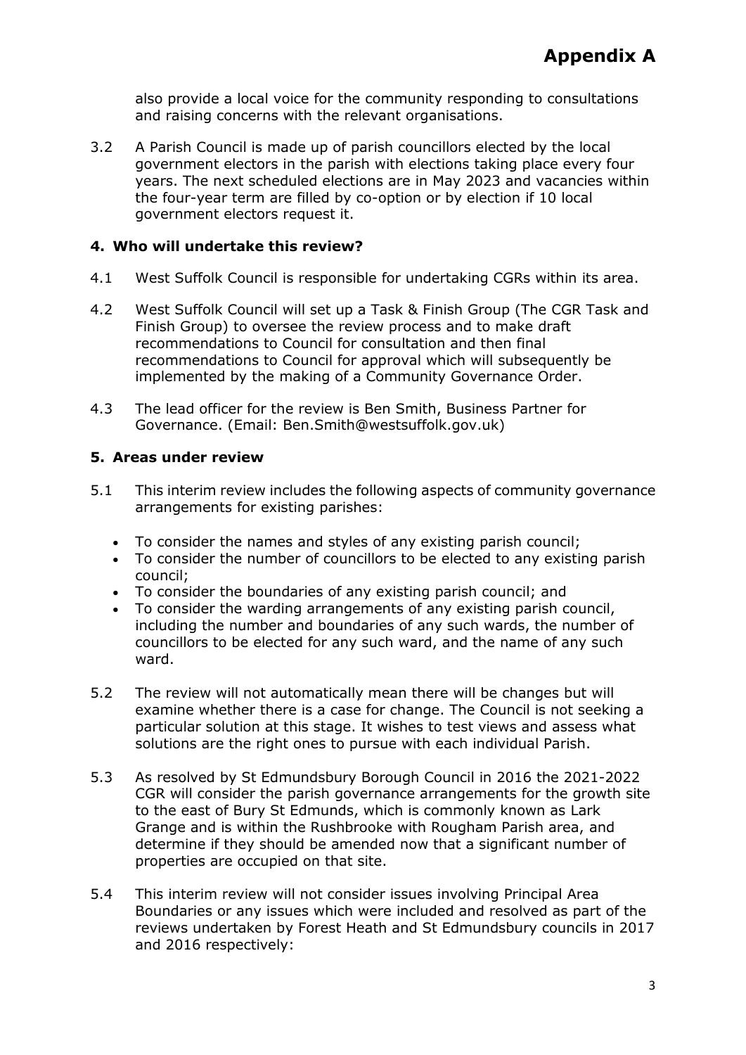also provide a local voice for the community responding to consultations and raising concerns with the relevant organisations.

3.2 A Parish Council is made up of parish councillors elected by the local government electors in the parish with elections taking place every four years. The next scheduled elections are in May 2023 and vacancies within the four-year term are filled by co-option or by election if 10 local government electors request it.

## 4. Who will undertake this review?

4.1 West Suffolk Council is responsible for undertaking CGRs within its area.

4.2 West Suffolk Council will set up a Task & Finish Group (The CGR Task and Finish Group) to oversee the review process and to make draft recommendations to Council for consultation and then final recommendations to Council for approval which will subsequently be implemented by the making of a Community Governance Order.

4.3 The lead officer for the review is Ben Smith, Business Partner for Governance. (Email: Ben.Smith@westsuffolk.gov.uk)

## 5. Areas under review

5.1 This interim review includes the following aspects of community governance arrangements for existing parishes:

- To consider the names and styles of any existing parish council;
- To consider the number of councillors to be elected to any existing parish council;
- To consider the boundaries of any existing parish council; and
- To consider the warding arrangements of any existing parish council, including the number and boundaries of any such wards, the number of councillors to be elected for any such ward, and the name of any such ward.

5.2 The review will not automatically mean there will be changes but will examine whether there is a case for change. The Council is not seeking a particular solution at this stage. It wishes to test views and assess what solutions are the right ones to pursue with each individual Parish.

5.3 As resolved by St Edmundsbury Borough Council in 2016 the 2021-2022 CGR will consider the parish governance arrangements for the growth site to the east of Bury St Edmunds, which is commonly known as Lark Grange and is within the Rushbrooke with Rougham Parish area, and determine if they should be amended now that a significant number of properties are occupied on that site.

5.4 This interim review will not consider issues involving Principal Area Boundaries or any issues which were included and resolved as part of the reviews undertaken by Forest Heath and St Edmundsbury councils in 2017 and 2016 respectively: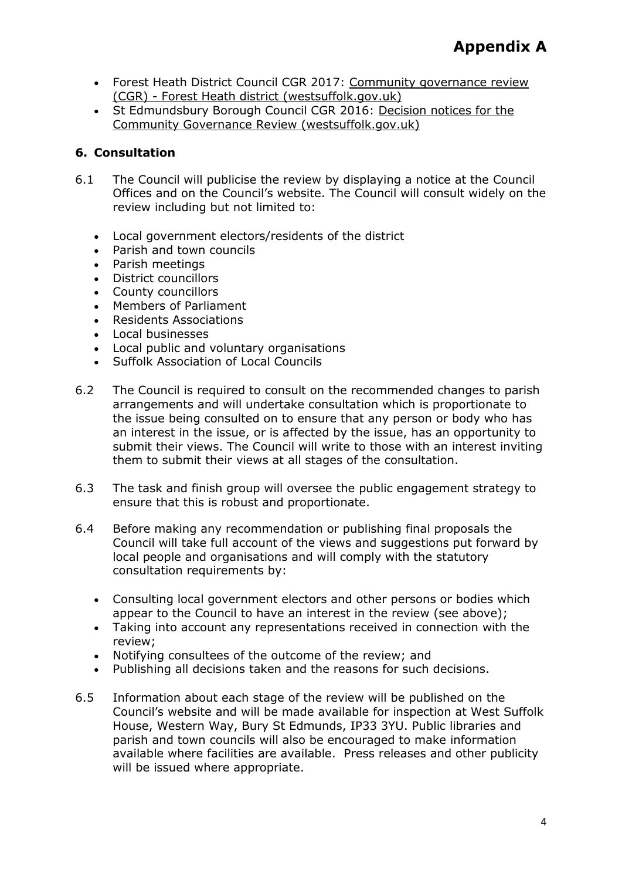# Appendix A

- Forest Heath District Council CGR 2017: Community governance review (CGR) - Forest Heath district (westsuffolk.gov.uk)
- St Edmundsbury Borough Council CGR 2016: Decision notices for the Community Governance Review (westsuffolk.gov.uk)

## 6. Consultation

6.1 The Council will publicise the review by displaying a notice at the Council Offices and on the Council's website. The Council will consult widely on the review including but not limited to:

- Local government electors/residents of the district
- Parish and town councils
- Parish meetings
- District councillors
- County councillors
- Members of Parliament
- Residents Associations
- Local businesses
- Local public and voluntary organisations
- Suffolk Association of Local Councils

6.2 The Council is required to consult on the recommended changes to parish arrangements and will undertake consultation which is proportionate to the issue being consulted on to ensure that any person or body who has an interest in the issue, or is affected by the issue, has an opportunity to submit their views. The Council will write to those with an interest inviting them to submit their views at all stages of the consultation.

6.3 The task and finish group will oversee the public engagement strategy to ensure that this is robust and proportionate.

6.4 Before making any recommendation or publishing final proposals the Council will take full account of the views and suggestions put forward by local people and organisations and will comply with the statutory consultation requirements by:

- Consulting local government electors and other persons or bodies which appear to the Council to have an interest in the review (see above);
- Taking into account any representations received in connection with the review;
- Notifying consultees of the outcome of the review; and
- Publishing all decisions taken and the reasons for such decisions.

6.5 Information about each stage of the review will be published on the Council's website and will be made available for inspection at West Suffolk House, Western Way, Bury St Edmunds, IP33 3YU. Public libraries and parish and town councils will also be encouraged to make information available where facilities are available. Press releases and other publicity will be issued where appropriate.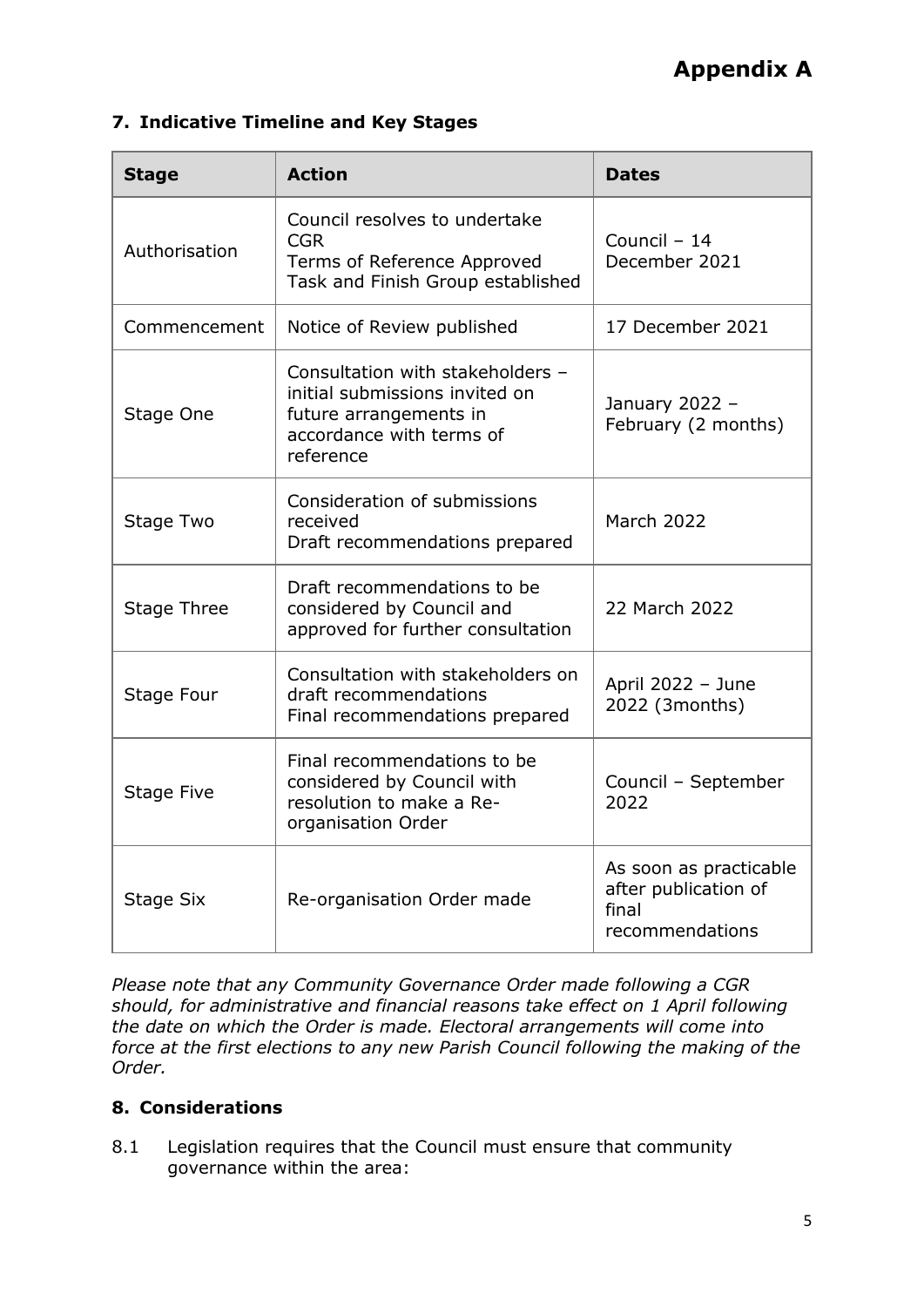# Appendix A

## 7. Indicative Timeline and Key Stages

| Stage | Action | Dates |
|---|---|---|
| Authorisation | Council resolves to undertake CGR<br>Terms of Reference Approved<br>Task and Finish Group established | Council – 14 December 2021 |
| Commencement | Notice of Review published | 17 December 2021 |
| Stage One | Consultation with stakeholders – initial submissions invited on future arrangements in accordance with terms of reference | January 2022 – February (2 months) |
| Stage Two | Consideration of submissions received<br>Draft recommendations prepared | March 2022 |
| Stage Three | Draft recommendations to be considered by Council and approved for further consultation | 22 March 2022 |
| Stage Four | Consultation with stakeholders on draft recommendations<br>Final recommendations prepared | April 2022 – June 2022 (3months) |
| Stage Five | Final recommendations to be considered by Council with resolution to make a Re-organisation Order | Council – September 2022 |
| Stage Six | Re-organisation Order made | As soon as practicable after publication of final recommendations |

*Please note that any Community Governance Order made following a CGR should, for administrative and financial reasons take effect on 1 April following the date on which the Order is made. Electoral arrangements will come into force at the first elections to any new Parish Council following the making of the Order.*

## 8. Considerations

8.1 Legislation requires that the Council must ensure that community governance within the area: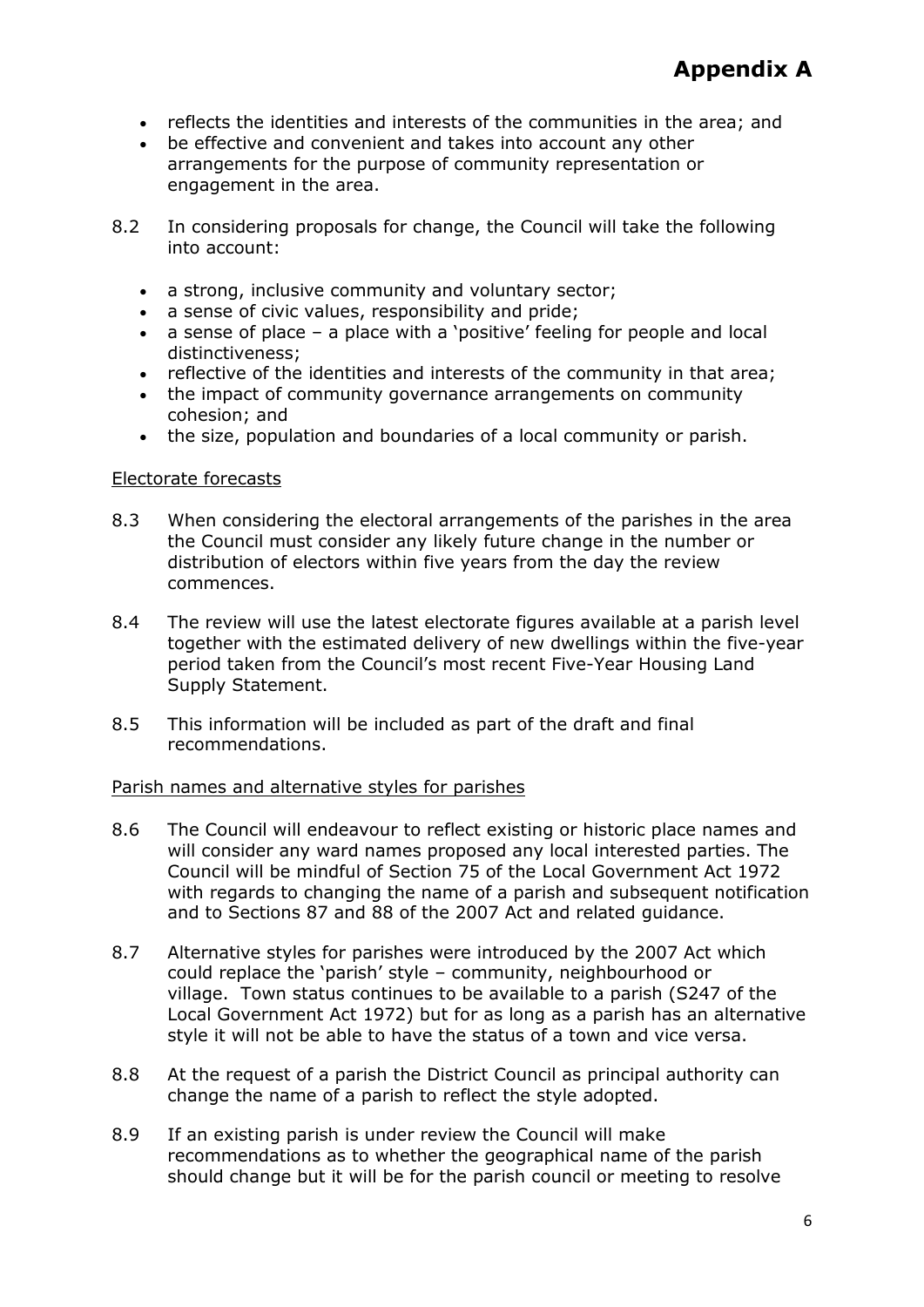- reflects the identities and interests of the communities in the area; and
- be effective and convenient and takes into account any other arrangements for the purpose of community representation or engagement in the area.

8.2 In considering proposals for change, the Council will take the following into account:

- a strong, inclusive community and voluntary sector;
- a sense of civic values, responsibility and pride;
- a sense of place – a place with a 'positive' feeling for people and local distinctiveness;
- reflective of the identities and interests of the community in that area;
- the impact of community governance arrangements on community cohesion; and
- the size, population and boundaries of a local community or parish.

Electorate forecasts

8.3 When considering the electoral arrangements of the parishes in the area the Council must consider any likely future change in the number or distribution of electors within five years from the day the review commences.

8.4 The review will use the latest electorate figures available at a parish level together with the estimated delivery of new dwellings within the five-year period taken from the Council's most recent Five-Year Housing Land Supply Statement.

8.5 This information will be included as part of the draft and final recommendations.

Parish names and alternative styles for parishes

8.6 The Council will endeavour to reflect existing or historic place names and will consider any ward names proposed any local interested parties. The Council will be mindful of Section 75 of the Local Government Act 1972 with regards to changing the name of a parish and subsequent notification and to Sections 87 and 88 of the 2007 Act and related guidance.

8.7 Alternative styles for parishes were introduced by the 2007 Act which could replace the 'parish' style – community, neighbourhood or village. Town status continues to be available to a parish (S247 of the Local Government Act 1972) but for as long as a parish has an alternative style it will not be able to have the status of a town and vice versa.

8.8 At the request of a parish the District Council as principal authority can change the name of a parish to reflect the style adopted.

8.9 If an existing parish is under review the Council will make recommendations as to whether the geographical name of the parish should change but it will be for the parish council or meeting to resolve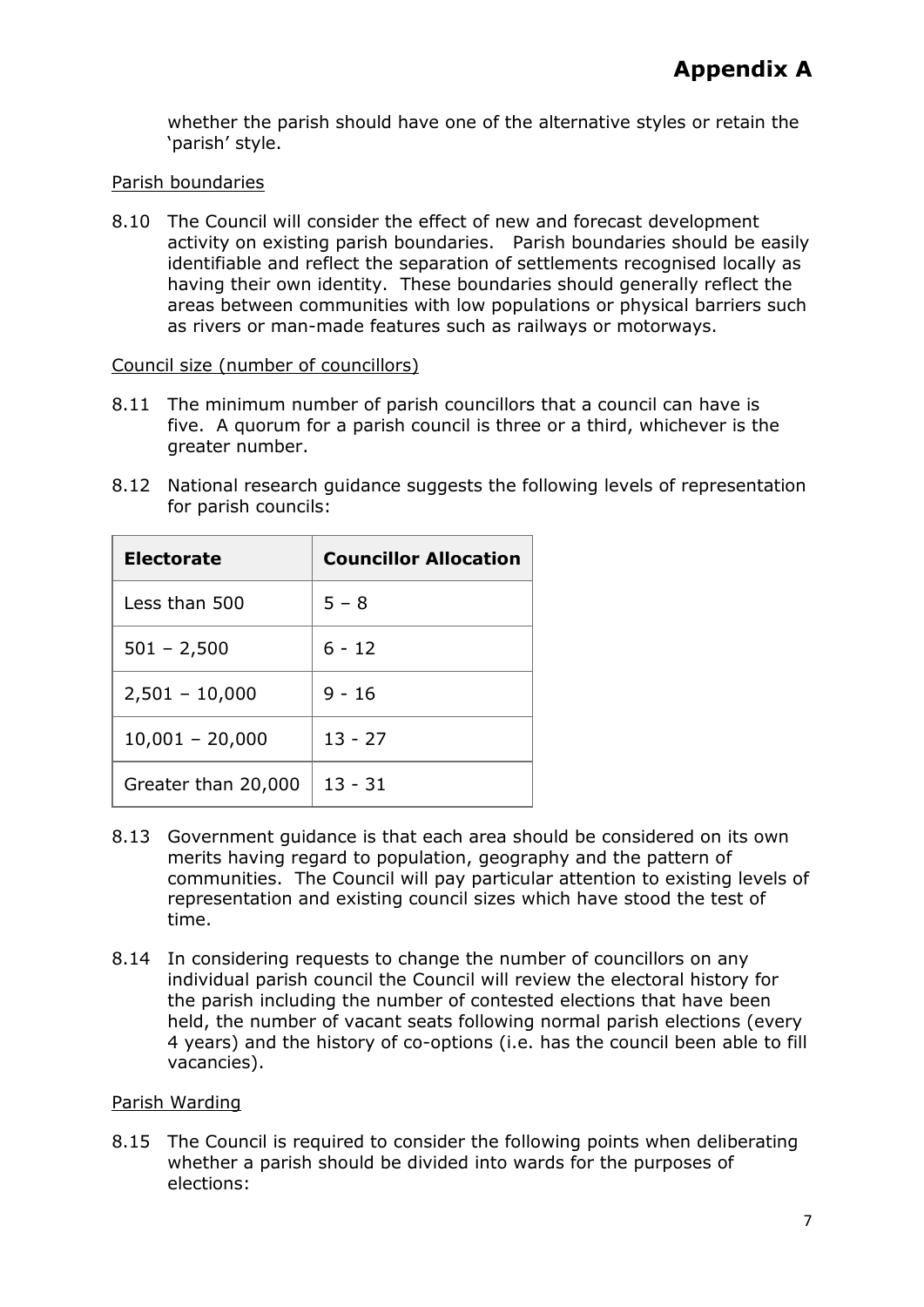whether the parish should have one of the alternative styles or retain the 'parish' style.

Parish boundaries

8.10 The Council will consider the effect of new and forecast development activity on existing parish boundaries. Parish boundaries should be easily identifiable and reflect the separation of settlements recognised locally as having their own identity. These boundaries should generally reflect the areas between communities with low populations or physical barriers such as rivers or man-made features such as railways or motorways.

Council size (number of councillors)

8.11 The minimum number of parish councillors that a council can have is five. A quorum for a parish council is three or a third, whichever is the greater number.

8.12 National research guidance suggests the following levels of representation for parish councils:

| **Electorate** | **Councillor Allocation** |
|---|---|
| Less than 500 | 5 – 8 |
| 501 – 2,500 | 6 - 12 |
| 2,501 – 10,000 | 9 - 16 |
| 10,001 – 20,000 | 13 - 27 |
| Greater than 20,000 | 13 - 31 |

8.13 Government guidance is that each area should be considered on its own merits having regard to population, geography and the pattern of communities. The Council will pay particular attention to existing levels of representation and existing council sizes which have stood the test of time.

8.14 In considering requests to change the number of councillors on any individual parish council the Council will review the electoral history for the parish including the number of contested elections that have been held, the number of vacant seats following normal parish elections (every 4 years) and the history of co-options (i.e. has the council been able to fill vacancies).

Parish Warding

8.15 The Council is required to consider the following points when deliberating whether a parish should be divided into wards for the purposes of elections: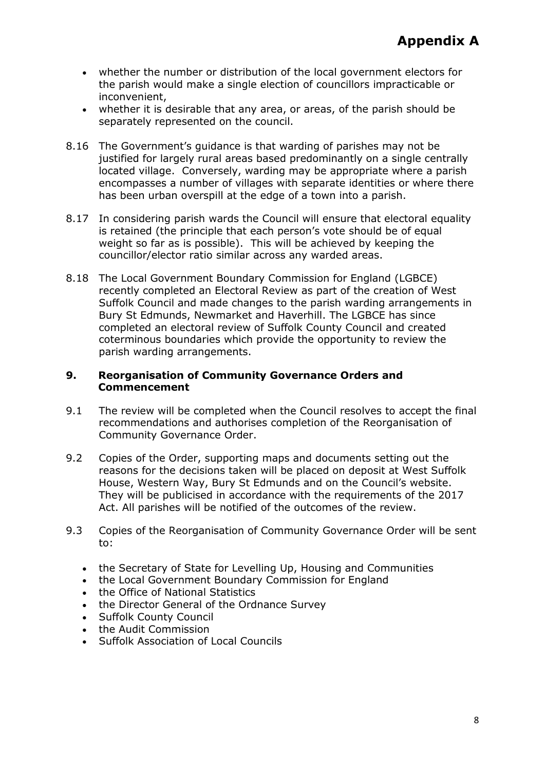- whether the number or distribution of the local government electors for the parish would make a single election of councillors impracticable or inconvenient,
- whether it is desirable that any area, or areas, of the parish should be separately represented on the council.

8.16 The Government's guidance is that warding of parishes may not be justified for largely rural areas based predominantly on a single centrally located village. Conversely, warding may be appropriate where a parish encompasses a number of villages with separate identities or where there has been urban overspill at the edge of a town into a parish.

8.17 In considering parish wards the Council will ensure that electoral equality is retained (the principle that each person's vote should be of equal weight so far as is possible). This will be achieved by keeping the councillor/elector ratio similar across any warded areas.

8.18 The Local Government Boundary Commission for England (LGBCE) recently completed an Electoral Review as part of the creation of West Suffolk Council and made changes to the parish warding arrangements in Bury St Edmunds, Newmarket and Haverhill. The LGBCE has since completed an electoral review of Suffolk County Council and created coterminous boundaries which provide the opportunity to review the parish warding arrangements.

## 9. Reorganisation of Community Governance Orders and Commencement

9.1 The review will be completed when the Council resolves to accept the final recommendations and authorises completion of the Reorganisation of Community Governance Order.

9.2 Copies of the Order, supporting maps and documents setting out the reasons for the decisions taken will be placed on deposit at West Suffolk House, Western Way, Bury St Edmunds and on the Council's website. They will be publicised in accordance with the requirements of the 2017 Act. All parishes will be notified of the outcomes of the review.

9.3 Copies of the Reorganisation of Community Governance Order will be sent to:

- the Secretary of State for Levelling Up, Housing and Communities
- the Local Government Boundary Commission for England
- the Office of National Statistics
- the Director General of the Ordnance Survey
- Suffolk County Council
- the Audit Commission
- Suffolk Association of Local Councils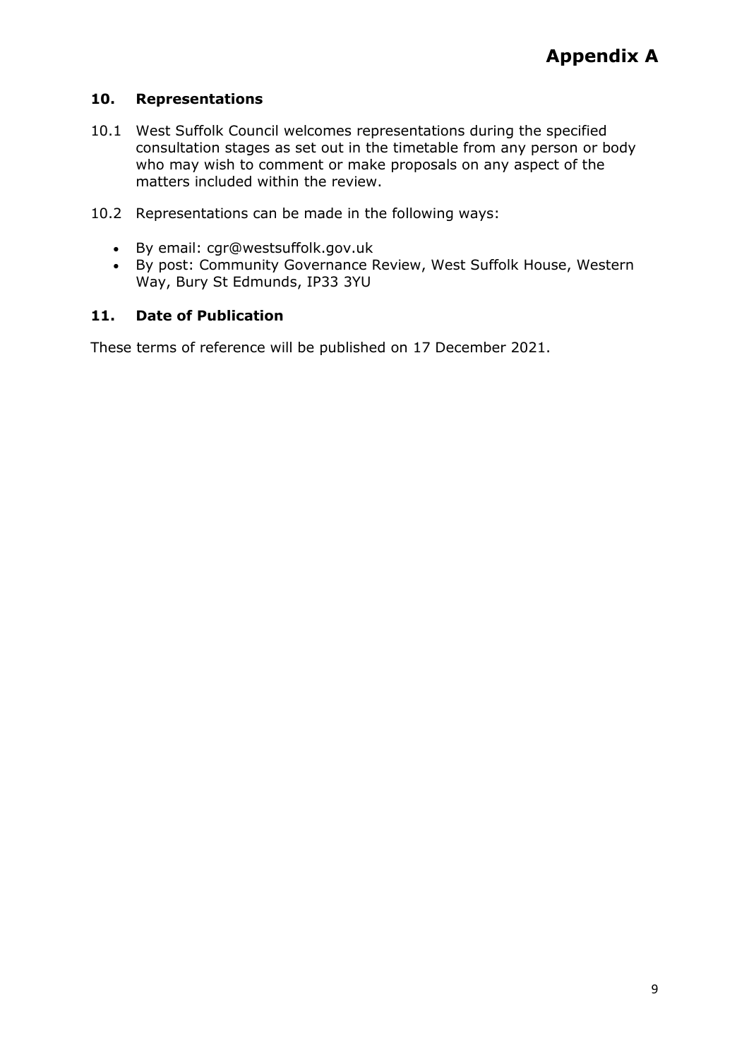# Appendix A

## 10. Representations

10.1 West Suffolk Council welcomes representations during the specified consultation stages as set out in the timetable from any person or body who may wish to comment or make proposals on any aspect of the matters included within the review.

10.2 Representations can be made in the following ways:

- By email: cgr@westsuffolk.gov.uk
- By post: Community Governance Review, West Suffolk House, Western Way, Bury St Edmunds, IP33 3YU

## 11. Date of Publication

These terms of reference will be published on 17 December 2021.